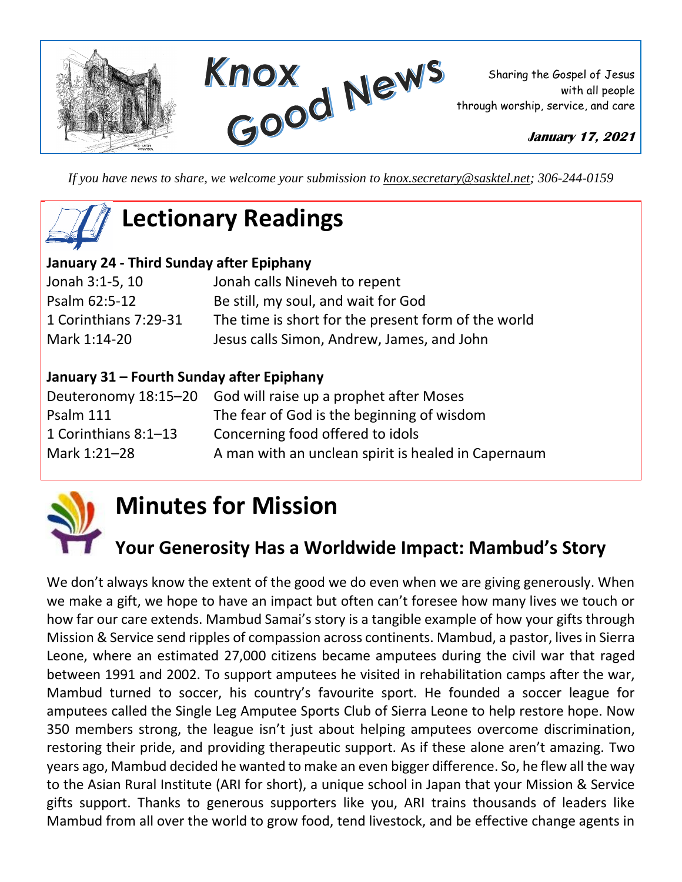# Knox Good News

Sharing the Gospel of Jesus
with all people
through worship, service, and care

**January 17, 2021**

*If you have news to share, we welcome your submission to knox.secretary@sasktel.net; 306-244-0159*

# Lectionary Readings

**January 24 - Third Sunday after Epiphany**

| | |
|---|---|
| Jonah 3:1-5, 10 | Jonah calls Nineveh to repent |
| Psalm 62:5-12 | Be still, my soul, and wait for God |
| 1 Corinthians 7:29-31 | The time is short for the present form of the world |
| Mark 1:14-20 | Jesus calls Simon, Andrew, James, and John |

**January 31 – Fourth Sunday after Epiphany**

| | |
|---|---|
| Deuteronomy 18:15–20 | God will raise up a prophet after Moses |
| Psalm 111 | The fear of God is the beginning of wisdom |
| 1 Corinthians 8:1–13 | Concerning food offered to idols |
| Mark 1:21–28 | A man with an unclean spirit is healed in Capernaum |

# Minutes for Mission

## Your Generosity Has a Worldwide Impact: Mambud's Story

We don't always know the extent of the good we do even when we are giving generously. When we make a gift, we hope to have an impact but often can't foresee how many lives we touch or how far our care extends. Mambud Samai's story is a tangible example of how your gifts through Mission & Service send ripples of compassion across continents. Mambud, a pastor, lives in Sierra Leone, where an estimated 27,000 citizens became amputees during the civil war that raged between 1991 and 2002. To support amputees he visited in rehabilitation camps after the war, Mambud turned to soccer, his country's favourite sport. He founded a soccer league for amputees called the Single Leg Amputee Sports Club of Sierra Leone to help restore hope. Now 350 members strong, the league isn't just about helping amputees overcome discrimination, restoring their pride, and providing therapeutic support. As if these alone aren't amazing. Two years ago, Mambud decided he wanted to make an even bigger difference. So, he flew all the way to the Asian Rural Institute (ARI for short), a unique school in Japan that your Mission & Service gifts support. Thanks to generous supporters like you, ARI trains thousands of leaders like Mambud from all over the world to grow food, tend livestock, and be effective change agents in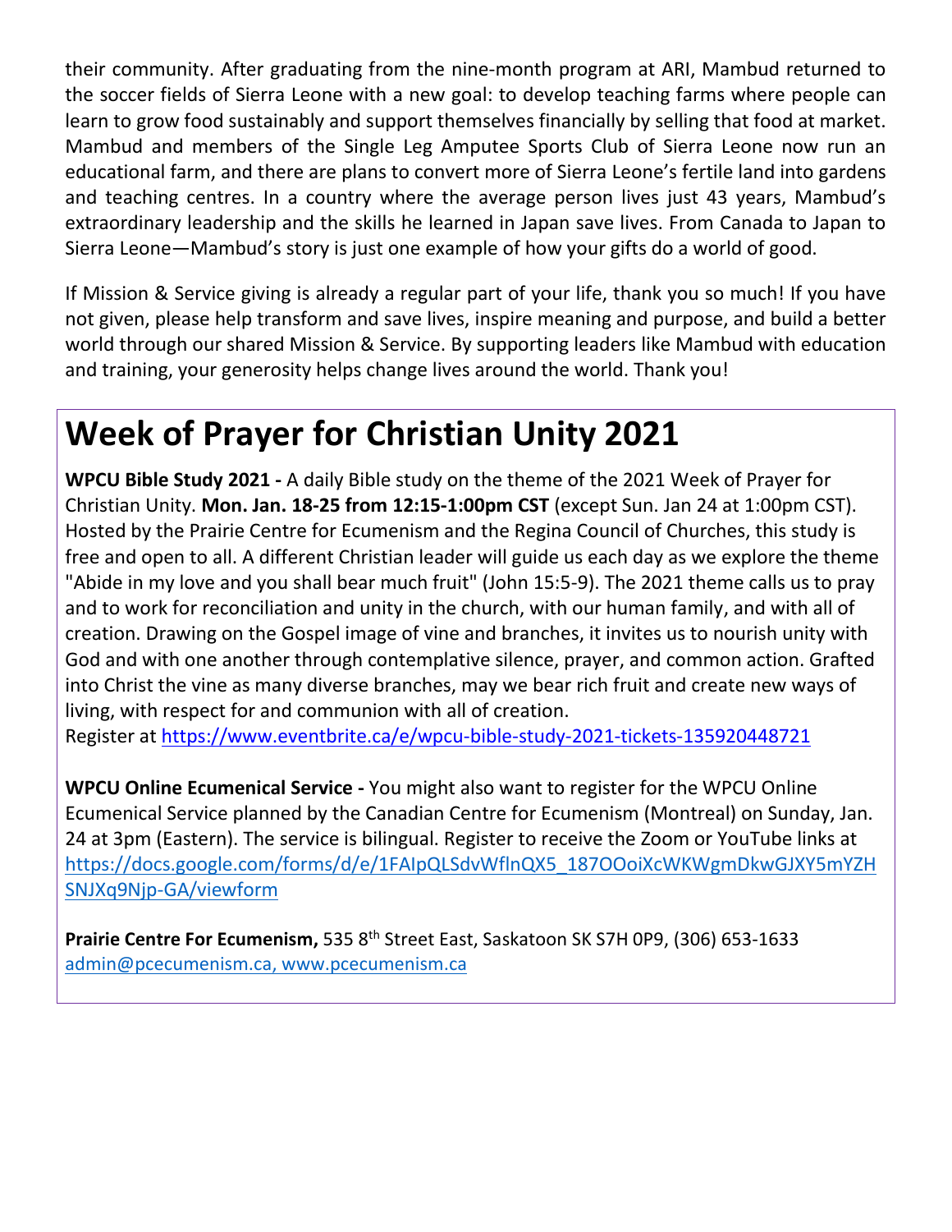their community. After graduating from the nine-month program at ARI, Mambud returned to the soccer fields of Sierra Leone with a new goal: to develop teaching farms where people can learn to grow food sustainably and support themselves financially by selling that food at market. Mambud and members of the Single Leg Amputee Sports Club of Sierra Leone now run an educational farm, and there are plans to convert more of Sierra Leone's fertile land into gardens and teaching centres. In a country where the average person lives just 43 years, Mambud's extraordinary leadership and the skills he learned in Japan save lives. From Canada to Japan to Sierra Leone—Mambud's story is just one example of how your gifts do a world of good.

If Mission & Service giving is already a regular part of your life, thank you so much! If you have not given, please help transform and save lives, inspire meaning and purpose, and build a better world through our shared Mission & Service. By supporting leaders like Mambud with education and training, your generosity helps change lives around the world. Thank you!

# Week of Prayer for Christian Unity 2021

**WPCU Bible Study 2021 -** A daily Bible study on the theme of the 2021 Week of Prayer for Christian Unity. **Mon. Jan. 18-25 from 12:15-1:00pm CST** (except Sun. Jan 24 at 1:00pm CST). Hosted by the Prairie Centre for Ecumenism and the Regina Council of Churches, this study is free and open to all. A different Christian leader will guide us each day as we explore the theme "Abide in my love and you shall bear much fruit" (John 15:5-9). The 2021 theme calls us to pray and to work for reconciliation and unity in the church, with our human family, and with all of creation. Drawing on the Gospel image of vine and branches, it invites us to nourish unity with God and with one another through contemplative silence, prayer, and common action. Grafted into Christ the vine as many diverse branches, may we bear rich fruit and create new ways of living, with respect for and communion with all of creation.
Register at https://www.eventbrite.ca/e/wpcu-bible-study-2021-tickets-135920448721

**WPCU Online Ecumenical Service -** You might also want to register for the WPCU Online Ecumenical Service planned by the Canadian Centre for Ecumenism (Montreal) on Sunday, Jan. 24 at 3pm (Eastern). The service is bilingual. Register to receive the Zoom or YouTube links at https://docs.google.com/forms/d/e/1FAIpQLSdvWflnQX5_187OOoiXcWKWgmDkwGJXY5mYZHSNJXq9Njp-GA/viewform

**Prairie Centre For Ecumenism,** 535 8th Street East, Saskatoon SK S7H 0P9, (306) 653-1633
admin@pcecumenism.ca, www.pcecumenism.ca